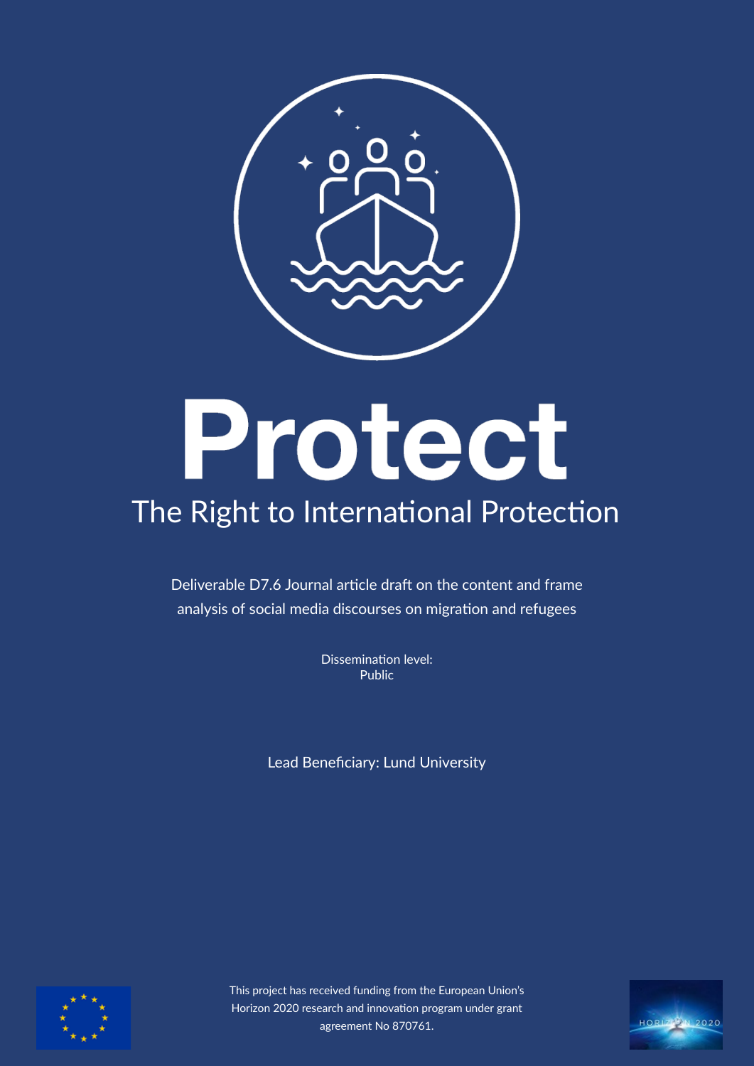# Protect

## The Right to International Protection

Deliverable D7.6 Journal article draft on the content and frame analysis of social media discourses on migration and refugees

Dissemination level:
Public

Lead Beneficiary: Lund University

This project has received funding from the European Union's Horizon 2020 research and innovation program under grant agreement No 870761.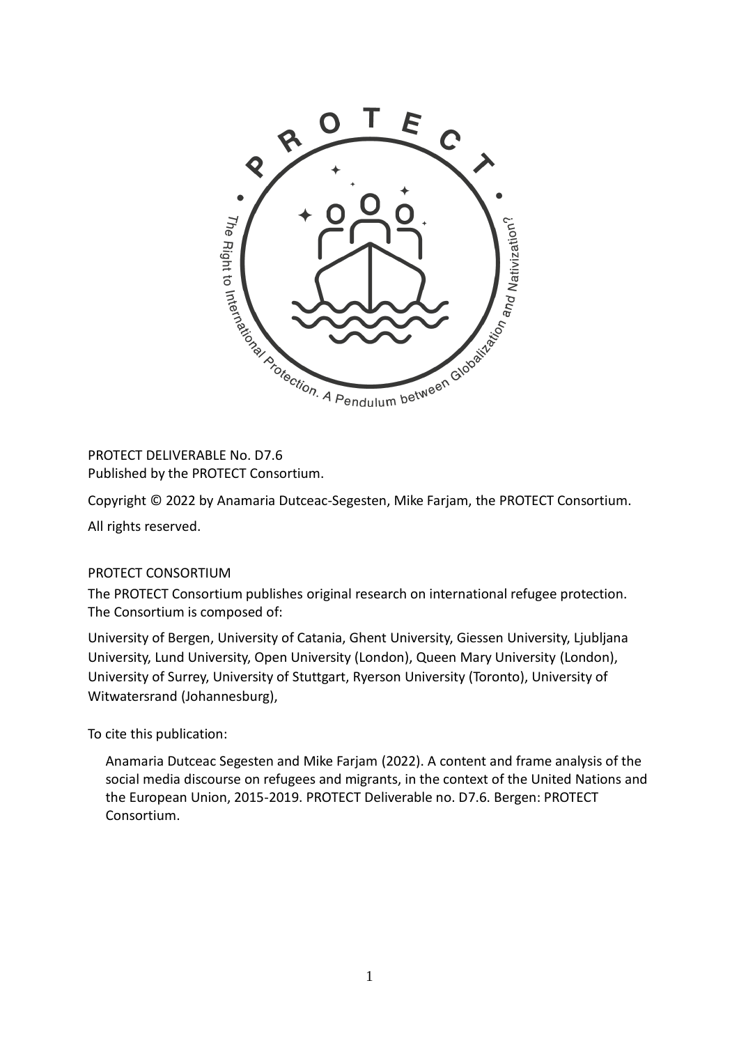PROTECT DELIVERABLE No. D7.6
Published by the PROTECT Consortium.

Copyright © 2022 by Anamaria Dutceac-Segesten, Mike Farjam, the PROTECT Consortium.

All rights reserved.

PROTECT CONSORTIUM

The PROTECT Consortium publishes original research on international refugee protection. The Consortium is composed of:

University of Bergen, University of Catania, Ghent University, Giessen University, Ljubljana University, Lund University, Open University (London), Queen Mary University (London), University of Surrey, University of Stuttgart, Ryerson University (Toronto), University of Witwatersrand (Johannesburg),

To cite this publication:

> Anamaria Dutceac Segesten and Mike Farjam (2022). A content and frame analysis of the social media discourse on refugees and migrants, in the context of the United Nations and the European Union, 2015-2019. PROTECT Deliverable no. D7.6. Bergen: PROTECT Consortium.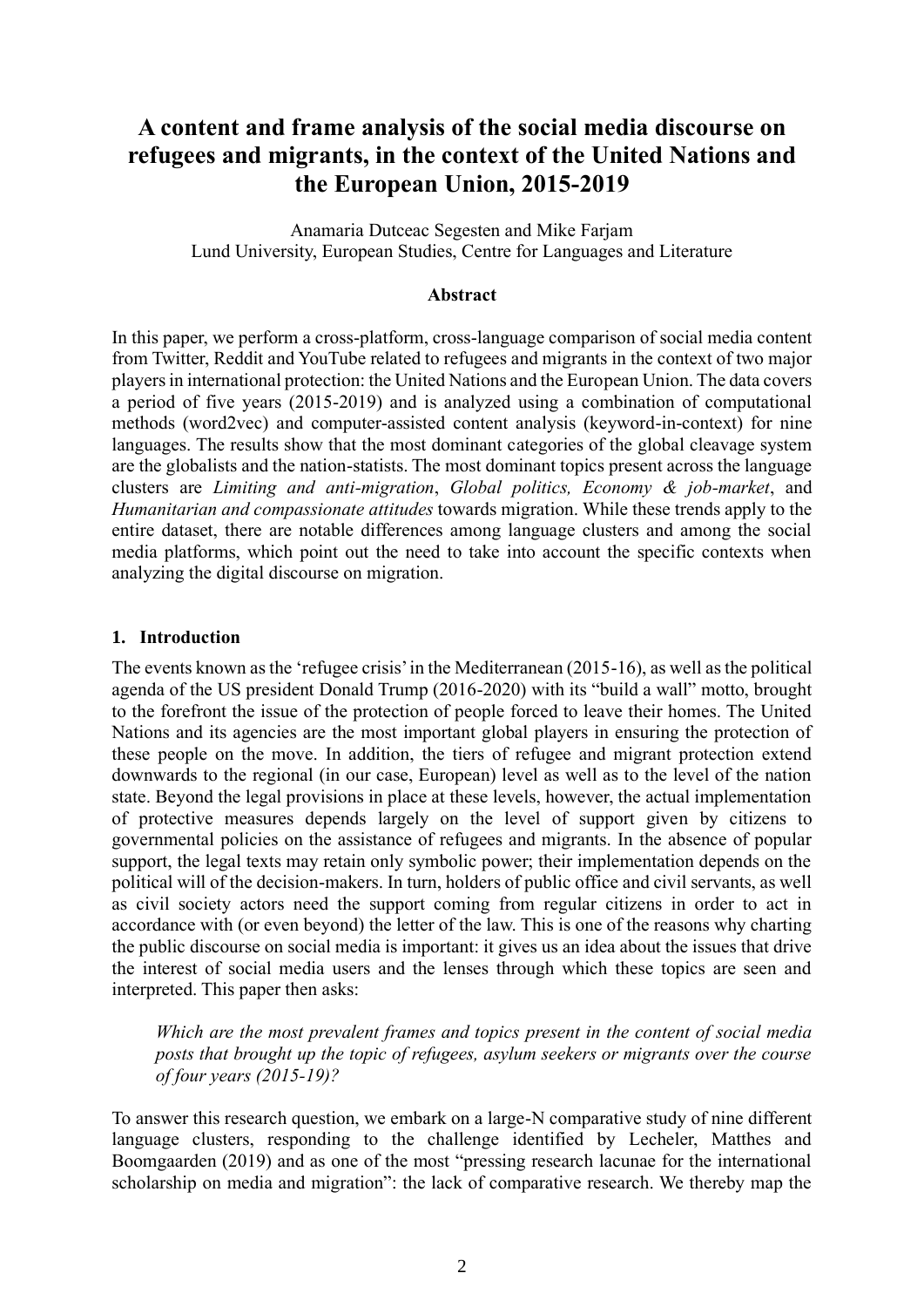# A content and frame analysis of the social media discourse on refugees and migrants, in the context of the United Nations and the European Union, 2015-2019

Anamaria Dutceac Segesten and Mike Farjam
Lund University, European Studies, Centre for Languages and Literature

### Abstract

In this paper, we perform a cross-platform, cross-language comparison of social media content from Twitter, Reddit and YouTube related to refugees and migrants in the context of two major players in international protection: the United Nations and the European Union. The data covers a period of five years (2015-2019) and is analyzed using a combination of computational methods (word2vec) and computer-assisted content analysis (keyword-in-context) for nine languages. The results show that the most dominant categories of the global cleavage system are the globalists and the nation-statists. The most dominant topics present across the language clusters are *Limiting and anti-migration*, *Global politics, Economy & job-market*, and *Humanitarian and compassionate attitudes* towards migration. While these trends apply to the entire dataset, there are notable differences among language clusters and among the social media platforms, which point out the need to take into account the specific contexts when analyzing the digital discourse on migration.

## 1. Introduction

The events known as the 'refugee crisis' in the Mediterranean (2015-16), as well as the political agenda of the US president Donald Trump (2016-2020) with its "build a wall" motto, brought to the forefront the issue of the protection of people forced to leave their homes. The United Nations and its agencies are the most important global players in ensuring the protection of these people on the move. In addition, the tiers of refugee and migrant protection extend downwards to the regional (in our case, European) level as well as to the level of the nation state. Beyond the legal provisions in place at these levels, however, the actual implementation of protective measures depends largely on the level of support given by citizens to governmental policies on the assistance of refugees and migrants. In the absence of popular support, the legal texts may retain only symbolic power; their implementation depends on the political will of the decision-makers. In turn, holders of public office and civil servants, as well as civil society actors need the support coming from regular citizens in order to act in accordance with (or even beyond) the letter of the law. This is one of the reasons why charting the public discourse on social media is important: it gives us an idea about the issues that drive the interest of social media users and the lenses through which these topics are seen and interpreted. This paper then asks:

> *Which are the most prevalent frames and topics present in the content of social media posts that brought up the topic of refugees, asylum seekers or migrants over the course of four years (2015-19)?*

To answer this research question, we embark on a large-N comparative study of nine different language clusters, responding to the challenge identified by Lecheler, Matthes and Boomgaarden (2019) and as one of the most "pressing research lacunae for the international scholarship on media and migration": the lack of comparative research. We thereby map the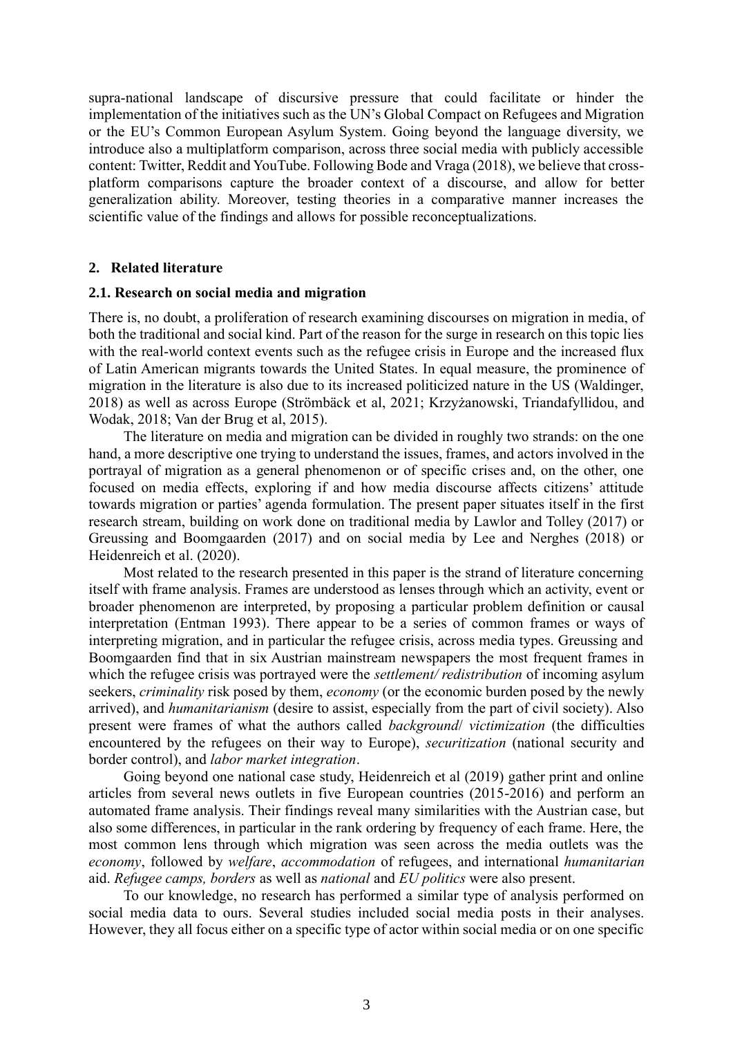supra-national landscape of discursive pressure that could facilitate or hinder the implementation of the initiatives such as the UN's Global Compact on Refugees and Migration or the EU's Common European Asylum System. Going beyond the language diversity, we introduce also a multiplatform comparison, across three social media with publicly accessible content: Twitter, Reddit and YouTube. Following Bode and Vraga (2018), we believe that cross-platform comparisons capture the broader context of a discourse, and allow for better generalization ability. Moreover, testing theories in a comparative manner increases the scientific value of the findings and allows for possible reconceptualizations.

## 2. Related literature

### 2.1. Research on social media and migration

There is, no doubt, a proliferation of research examining discourses on migration in media, of both the traditional and social kind. Part of the reason for the surge in research on this topic lies with the real-world context events such as the refugee crisis in Europe and the increased flux of Latin American migrants towards the United States. In equal measure, the prominence of migration in the literature is also due to its increased politicized nature in the US (Waldinger, 2018) as well as across Europe (Strömbäck et al, 2021; Krzyżanowski, Triandafyllidou, and Wodak, 2018; Van der Brug et al, 2015).

The literature on media and migration can be divided in roughly two strands: on the one hand, a more descriptive one trying to understand the issues, frames, and actors involved in the portrayal of migration as a general phenomenon or of specific crises and, on the other, one focused on media effects, exploring if and how media discourse affects citizens' attitude towards migration or parties' agenda formulation. The present paper situates itself in the first research stream, building on work done on traditional media by Lawlor and Tolley (2017) or Greussing and Boomgaarden (2017) and on social media by Lee and Nerghes (2018) or Heidenreich et al. (2020).

Most related to the research presented in this paper is the strand of literature concerning itself with frame analysis. Frames are understood as lenses through which an activity, event or broader phenomenon are interpreted, by proposing a particular problem definition or causal interpretation (Entman 1993). There appear to be a series of common frames or ways of interpreting migration, and in particular the refugee crisis, across media types. Greussing and Boomgaarden find that in six Austrian mainstream newspapers the most frequent frames in which the refugee crisis was portrayed were the *settlement/ redistribution* of incoming asylum seekers, *criminality* risk posed by them, *economy* (or the economic burden posed by the newly arrived), and *humanitarianism* (desire to assist, especially from the part of civil society). Also present were frames of what the authors called *background/ victimization* (the difficulties encountered by the refugees on their way to Europe), *securitization* (national security and border control), and *labor market integration*.

Going beyond one national case study, Heidenreich et al (2019) gather print and online articles from several news outlets in five European countries (2015-2016) and perform an automated frame analysis. Their findings reveal many similarities with the Austrian case, but also some differences, in particular in the rank ordering by frequency of each frame. Here, the most common lens through which migration was seen across the media outlets was the *economy*, followed by *welfare*, *accommodation* of refugees, and international *humanitarian* aid. *Refugee camps, borders* as well as *national* and *EU politics* were also present.

To our knowledge, no research has performed a similar type of analysis performed on social media data to ours. Several studies included social media posts in their analyses. However, they all focus either on a specific type of actor within social media or on one specific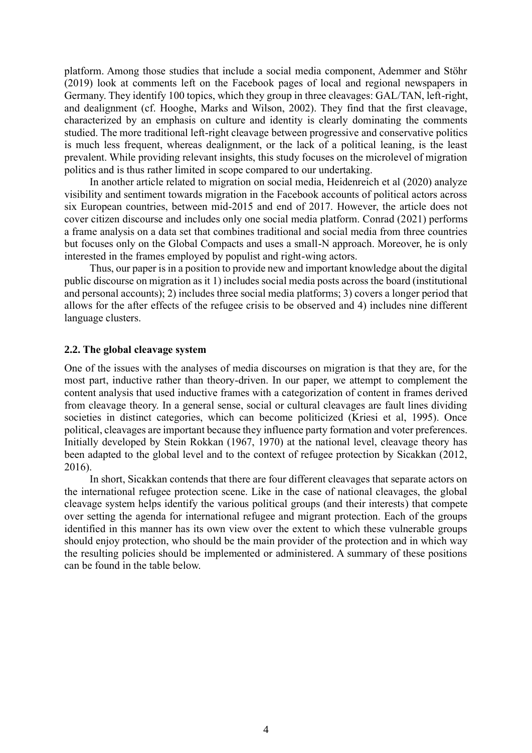platform. Among those studies that include a social media component, Ademmer and Stöhr (2019) look at comments left on the Facebook pages of local and regional newspapers in Germany. They identify 100 topics, which they group in three cleavages: GAL/TAN, left-right, and dealignment (cf. Hooghe, Marks and Wilson, 2002). They find that the first cleavage, characterized by an emphasis on culture and identity is clearly dominating the comments studied. The more traditional left-right cleavage between progressive and conservative politics is much less frequent, whereas dealignment, or the lack of a political leaning, is the least prevalent. While providing relevant insights, this study focuses on the microlevel of migration politics and is thus rather limited in scope compared to our undertaking.

In another article related to migration on social media, Heidenreich et al (2020) analyze visibility and sentiment towards migration in the Facebook accounts of political actors across six European countries, between mid-2015 and end of 2017. However, the article does not cover citizen discourse and includes only one social media platform. Conrad (2021) performs a frame analysis on a data set that combines traditional and social media from three countries but focuses only on the Global Compacts and uses a small-N approach. Moreover, he is only interested in the frames employed by populist and right-wing actors.

Thus, our paper is in a position to provide new and important knowledge about the digital public discourse on migration as it 1) includes social media posts across the board (institutional and personal accounts); 2) includes three social media platforms; 3) covers a longer period that allows for the after effects of the refugee crisis to be observed and 4) includes nine different language clusters.

### 2.2. The global cleavage system

One of the issues with the analyses of media discourses on migration is that they are, for the most part, inductive rather than theory-driven. In our paper, we attempt to complement the content analysis that used inductive frames with a categorization of content in frames derived from cleavage theory. In a general sense, social or cultural cleavages are fault lines dividing societies in distinct categories, which can become politicized (Kriesi et al, 1995). Once political, cleavages are important because they influence party formation and voter preferences. Initially developed by Stein Rokkan (1967, 1970) at the national level, cleavage theory has been adapted to the global level and to the context of refugee protection by Sicakkan (2012, 2016).

In short, Sicakkan contends that there are four different cleavages that separate actors on the international refugee protection scene. Like in the case of national cleavages, the global cleavage system helps identify the various political groups (and their interests) that compete over setting the agenda for international refugee and migrant protection. Each of the groups identified in this manner has its own view over the extent to which these vulnerable groups should enjoy protection, who should be the main provider of the protection and in which way the resulting policies should be implemented or administered. A summary of these positions can be found in the table below.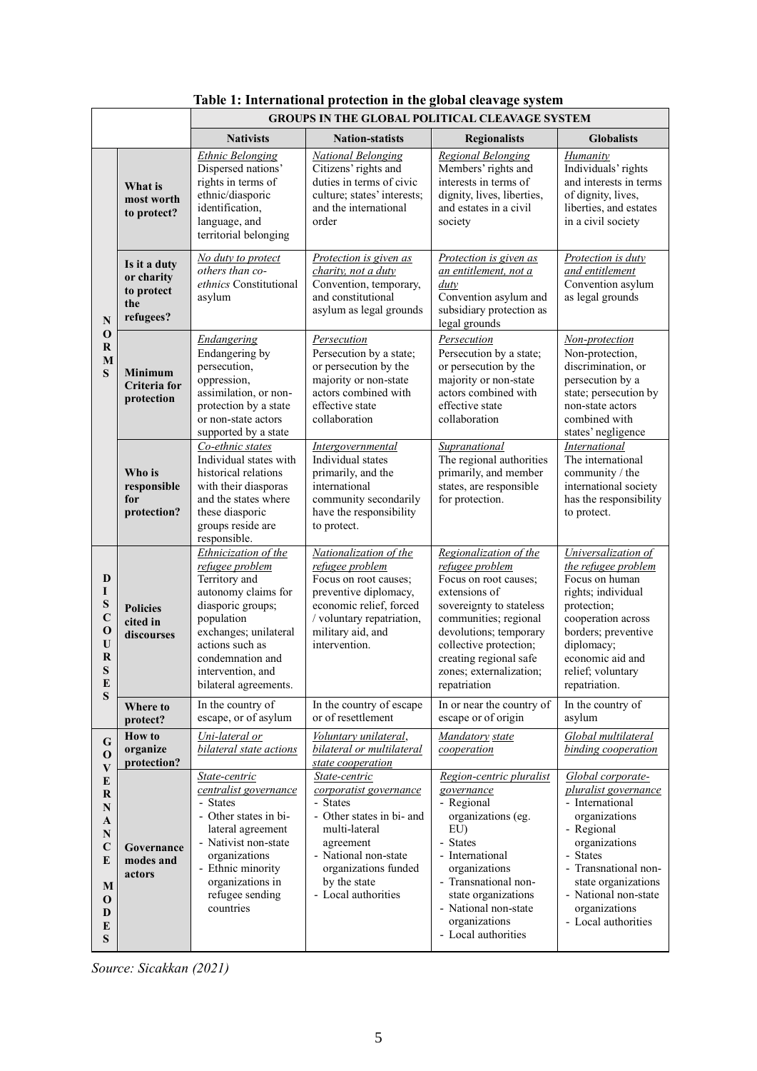**Table 1: International protection in the global cleavage system**

| | | GROUPS IN THE GLOBAL POLITICAL CLEAVAGE SYSTEM | | | |
|---|---|---|---|---|---|
| | | **Nativists** | **Nation-statists** | **Regionalists** | **Globalists** |
| **NORMS** | **What is most worth to protect?** | *Ethnic Belonging* Dispersed nations' rights in terms of ethnic/diasporic identification, language, and territorial belonging | *National Belonging* Citizens' rights and duties in terms of civic culture; states' interests; and the international order | *Regional Belonging* Members' rights and interests in terms of dignity, lives, liberties, and estates in a civil society | *Humanity* Individuals' rights and interests in terms of dignity, lives, liberties, and estates in a civil society |
| **NORMS** | **Is it a duty or charity to protect the refugees?** | *No duty to protect others than co-ethnics* Constitutional asylum | *Protection is given as charity, not a duty* Convention, temporary, and constitutional asylum as legal grounds | *Protection is given as an entitlement, not a duty* Convention asylum and subsidiary protection as legal grounds | *Protection is duty and entitlement* Convention asylum as legal grounds |
| **NORMS** | **Minimum Criteria for protection** | *Endangering* Endangering by persecution, oppression, assimilation, or non-protection by a state or non-state actors supported by a state | *Persecution* Persecution by a state; or persecution by the majority or non-state actors combined with effective state collaboration | *Persecution* Persecution by a state; or persecution by the majority or non-state actors combined with effective state collaboration | *Non-protection* Non-protection, discrimination, or persecution by a state; persecution by non-state actors combined with states' negligence |
| **NORMS** | **Who is responsible for protection?** | *Co-ethnic states* Individual states with historical relations with their diasporas and the states where these diasporic groups reside are responsible. | *Intergovernmental* Individual states primarily, and the international community secondarily have the responsibility to protect. | *Supranational* The regional authorities primarily, and member states, are responsible for protection. | *International* The international community / the international society has the responsibility to protect. |
| **DISCOURSES** | **Policies cited in discourses** | *Ethnicization of the refugee problem* Territory and autonomy claims for diasporic groups; population exchanges; unilateral actions such as condemnation and intervention, and bilateral agreements. | *Nationalization of the refugee problem* Focus on root causes; preventive diplomacy, economic relief, forced / voluntary repatriation, military aid, and intervention. | *Regionalization of the refugee problem* Focus on root causes; extensions of sovereignty to stateless communities; regional devolutions; temporary collective protection; creating regional safe zones; externalization; repatriation | *Universalization of the refugee problem* Focus on human rights; individual protection; cooperation across borders; preventive diplomacy; economic aid and relief; voluntary repatriation. |
| **DISCOURSES** | **Where to protect?** | In the country of escape, or of asylum | In the country of escape or of resettlement | In or near the country of escape or of origin | In the country of asylum |
| **GOVERNANCE MODES** | **How to organize protection?** | *Uni-lateral or bilateral state actions* | *Voluntary unilateral, bilateral or multilateral state cooperation* | *Mandatory state cooperation* | *Global multilateral binding cooperation* |
| **GOVERNANCE MODES** | **Governance modes and actors** | *State-centric centralist governance* - States - Other states in bi-lateral agreement - Nativist non-state organizations - Ethnic minority organizations in refugee sending countries | *State-centric corporatist governance* - States - Other states in bi- and multi-lateral agreement - National non-state organizations funded by the state - Local authorities | *Region-centric pluralist governance* - Regional organizations (eg. EU) - States - International organizations - Transnational non-state organizations - National non-state organizations - Local authorities | *Global corporate-pluralist governance* - International organizations - Regional organizations - States - Transnational non-state organizations - National non-state organizations - Local authorities |

*Source: Sicakkan (2021)*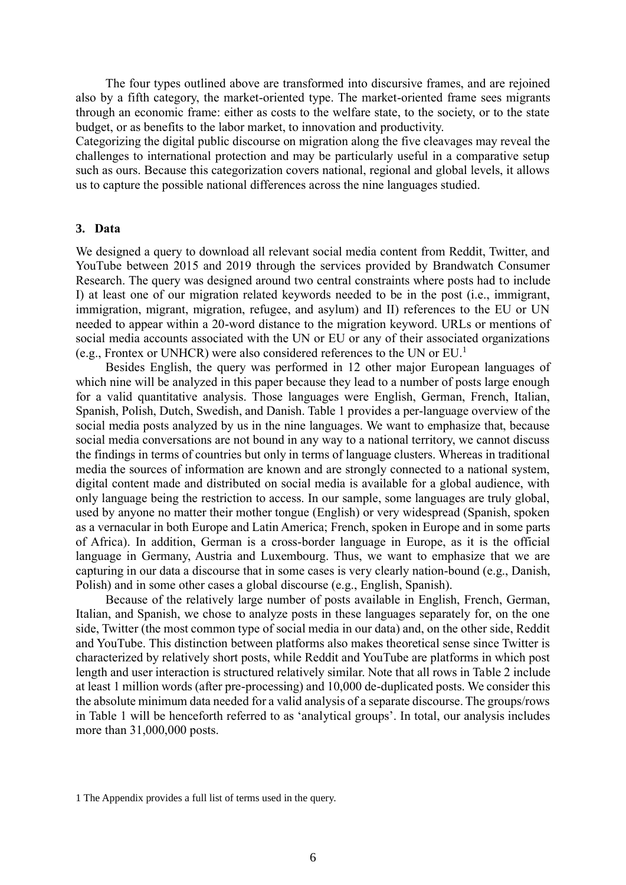The four types outlined above are transformed into discursive frames, and are rejoined also by a fifth category, the market-oriented type. The market-oriented frame sees migrants through an economic frame: either as costs to the welfare state, to the society, or to the state budget, or as benefits to the labor market, to innovation and productivity.

Categorizing the digital public discourse on migration along the five cleavages may reveal the challenges to international protection and may be particularly useful in a comparative setup such as ours. Because this categorization covers national, regional and global levels, it allows us to capture the possible national differences across the nine languages studied.

## 3. Data

We designed a query to download all relevant social media content from Reddit, Twitter, and YouTube between 2015 and 2019 through the services provided by Brandwatch Consumer Research. The query was designed around two central constraints where posts had to include I) at least one of our migration related keywords needed to be in the post (i.e., immigrant, immigration, migrant, migration, refugee, and asylum) and II) references to the EU or UN needed to appear within a 20-word distance to the migration keyword. URLs or mentions of social media accounts associated with the UN or EU or any of their associated organizations (e.g., Frontex or UNHCR) were also considered references to the UN or EU.[1]

Besides English, the query was performed in 12 other major European languages of which nine will be analyzed in this paper because they lead to a number of posts large enough for a valid quantitative analysis. Those languages were English, German, French, Italian, Spanish, Polish, Dutch, Swedish, and Danish. Table 1 provides a per-language overview of the social media posts analyzed by us in the nine languages. We want to emphasize that, because social media conversations are not bound in any way to a national territory, we cannot discuss the findings in terms of countries but only in terms of language clusters. Whereas in traditional media the sources of information are known and are strongly connected to a national system, digital content made and distributed on social media is available for a global audience, with only language being the restriction to access. In our sample, some languages are truly global, used by anyone no matter their mother tongue (English) or very widespread (Spanish, spoken as a vernacular in both Europe and Latin America; French, spoken in Europe and in some parts of Africa). In addition, German is a cross-border language in Europe, as it is the official language in Germany, Austria and Luxembourg. Thus, we want to emphasize that we are capturing in our data a discourse that in some cases is very clearly nation-bound (e.g., Danish, Polish) and in some other cases a global discourse (e.g., English, Spanish).

Because of the relatively large number of posts available in English, French, German, Italian, and Spanish, we chose to analyze posts in these languages separately for, on the one side, Twitter (the most common type of social media in our data) and, on the other side, Reddit and YouTube. This distinction between platforms also makes theoretical sense since Twitter is characterized by relatively short posts, while Reddit and YouTube are platforms in which post length and user interaction is structured relatively similar. Note that all rows in Table 2 include at least 1 million words (after pre-processing) and 10,000 de-duplicated posts. We consider this the absolute minimum data needed for a valid analysis of a separate discourse. The groups/rows in Table 1 will be henceforth referred to as 'analytical groups'. In total, our analysis includes more than 31,000,000 posts.

[1] The Appendix provides a full list of terms used in the query.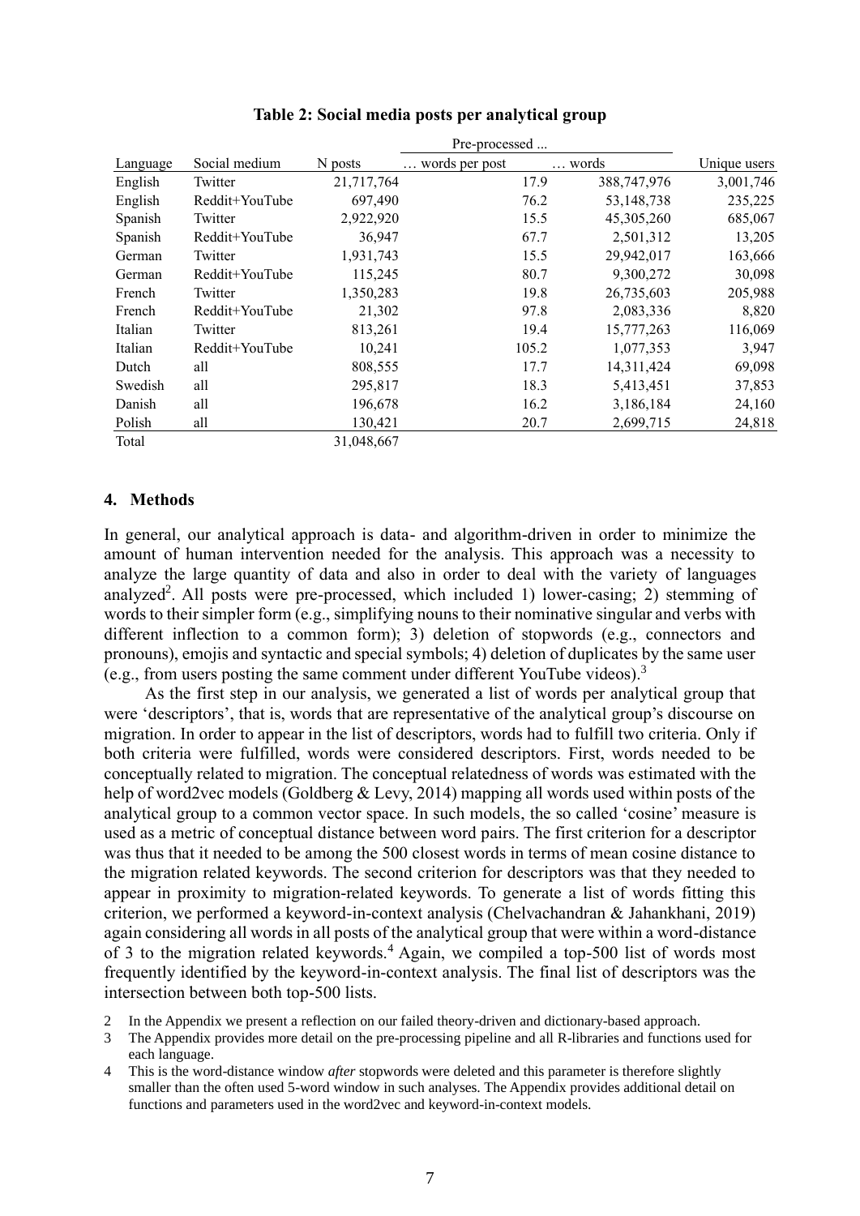**Table 2: Social media posts per analytical group**

| | | | Pre-processed ... | | |
|---|---|---|---|---|---|
| Language | Social medium | N posts | … words per post | … words | Unique users |
| English | Twitter | 21,717,764 | 17.9 | 388,747,976 | 3,001,746 |
| English | Reddit+YouTube | 697,490 | 76.2 | 53,148,738 | 235,225 |
| Spanish | Twitter | 2,922,920 | 15.5 | 45,305,260 | 685,067 |
| Spanish | Reddit+YouTube | 36,947 | 67.7 | 2,501,312 | 13,205 |
| German | Twitter | 1,931,743 | 15.5 | 29,942,017 | 163,666 |
| German | Reddit+YouTube | 115,245 | 80.7 | 9,300,272 | 30,098 |
| French | Twitter | 1,350,283 | 19.8 | 26,735,603 | 205,988 |
| French | Reddit+YouTube | 21,302 | 97.8 | 2,083,336 | 8,820 |
| Italian | Twitter | 813,261 | 19.4 | 15,777,263 | 116,069 |
| Italian | Reddit+YouTube | 10,241 | 105.2 | 1,077,353 | 3,947 |
| Dutch | all | 808,555 | 17.7 | 14,311,424 | 69,098 |
| Swedish | all | 295,817 | 18.3 | 5,413,451 | 37,853 |
| Danish | all | 196,678 | 16.2 | 3,186,184 | 24,160 |
| Polish | all | 130,421 | 20.7 | 2,699,715 | 24,818 |
| Total | | 31,048,667 | | | |

## 4. Methods

In general, our analytical approach is data- and algorithm-driven in order to minimize the amount of human intervention needed for the analysis. This approach was a necessity to analyze the large quantity of data and also in order to deal with the variety of languages analyzed[2]. All posts were pre-processed, which included 1) lower-casing; 2) stemming of words to their simpler form (e.g., simplifying nouns to their nominative singular and verbs with different inflection to a common form); 3) deletion of stopwords (e.g., connectors and pronouns), emojis and syntactic and special symbols; 4) deletion of duplicates by the same user (e.g., from users posting the same comment under different YouTube videos).[3]

As the first step in our analysis, we generated a list of words per analytical group that were 'descriptors', that is, words that are representative of the analytical group's discourse on migration. In order to appear in the list of descriptors, words had to fulfill two criteria. Only if both criteria were fulfilled, words were considered descriptors. First, words needed to be conceptually related to migration. The conceptual relatedness of words was estimated with the help of word2vec models (Goldberg & Levy, 2014) mapping all words used within posts of the analytical group to a common vector space. In such models, the so called 'cosine' measure is used as a metric of conceptual distance between word pairs. The first criterion for a descriptor was thus that it needed to be among the 500 closest words in terms of mean cosine distance to the migration related keywords. The second criterion for descriptors was that they needed to appear in proximity to migration-related keywords. To generate a list of words fitting this criterion, we performed a keyword-in-context analysis (Chelvachandran & Jahankhani, 2019) again considering all words in all posts of the analytical group that were within a word-distance of 3 to the migration related keywords.[4] Again, we compiled a top-500 list of words most frequently identified by the keyword-in-context analysis. The final list of descriptors was the intersection between both top-500 lists.

2 In the Appendix we present a reflection on our failed theory-driven and dictionary-based approach.

3 The Appendix provides more detail on the pre-processing pipeline and all R-libraries and functions used for each language.

4 This is the word-distance window *after* stopwords were deleted and this parameter is therefore slightly smaller than the often used 5-word window in such analyses. The Appendix provides additional detail on functions and parameters used in the word2vec and keyword-in-context models.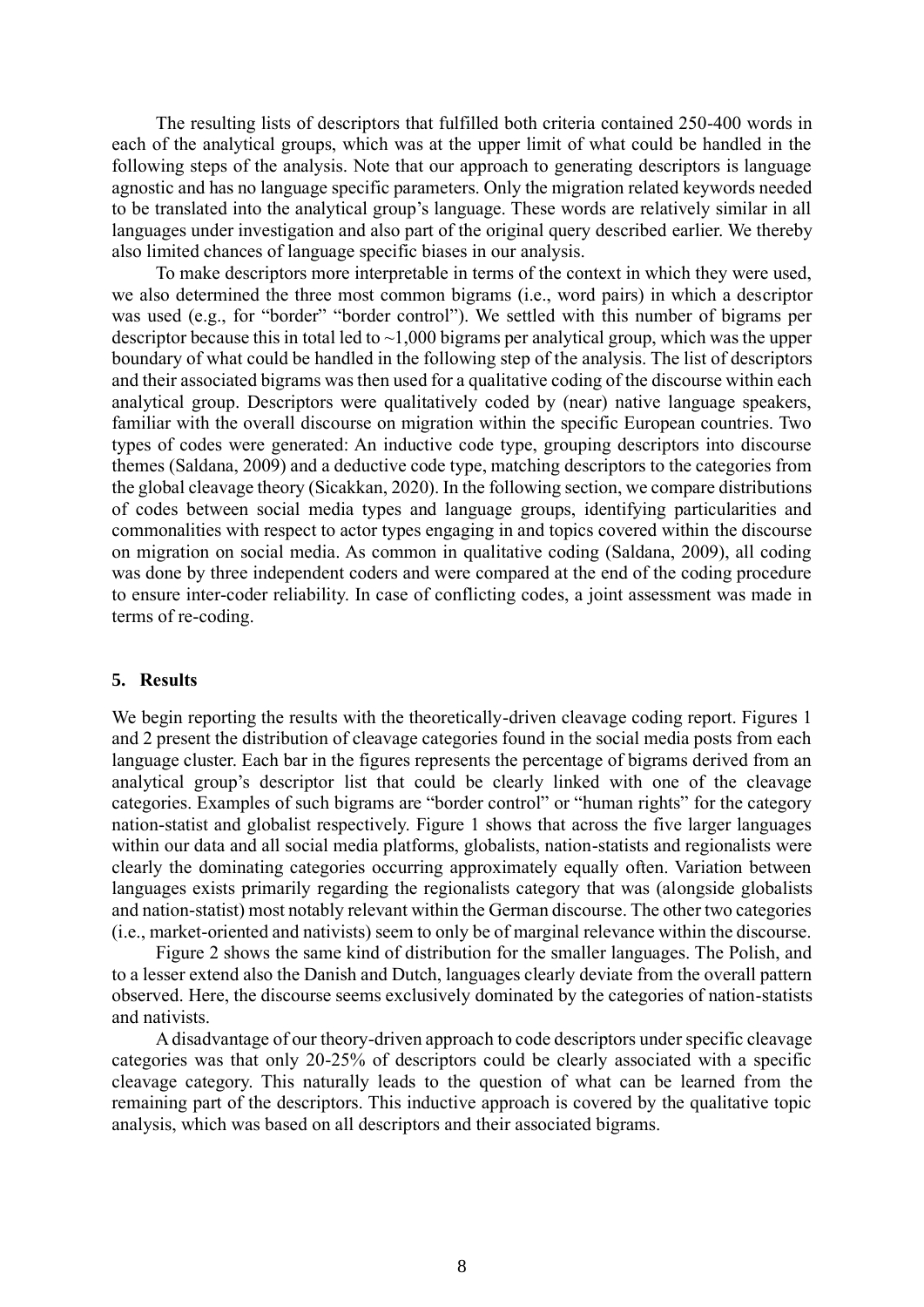The resulting lists of descriptors that fulfilled both criteria contained 250-400 words in each of the analytical groups, which was at the upper limit of what could be handled in the following steps of the analysis. Note that our approach to generating descriptors is language agnostic and has no language specific parameters. Only the migration related keywords needed to be translated into the analytical group's language. These words are relatively similar in all languages under investigation and also part of the original query described earlier. We thereby also limited chances of language specific biases in our analysis.

To make descriptors more interpretable in terms of the context in which they were used, we also determined the three most common bigrams (i.e., word pairs) in which a descriptor was used (e.g., for "border" "border control"). We settled with this number of bigrams per descriptor because this in total led to ~1,000 bigrams per analytical group, which was the upper boundary of what could be handled in the following step of the analysis. The list of descriptors and their associated bigrams was then used for a qualitative coding of the discourse within each analytical group. Descriptors were qualitatively coded by (near) native language speakers, familiar with the overall discourse on migration within the specific European countries. Two types of codes were generated: An inductive code type, grouping descriptors into discourse themes (Saldana, 2009) and a deductive code type, matching descriptors to the categories from the global cleavage theory (Sicakkan, 2020). In the following section, we compare distributions of codes between social media types and language groups, identifying particularities and commonalities with respect to actor types engaging in and topics covered within the discourse on migration on social media. As common in qualitative coding (Saldana, 2009), all coding was done by three independent coders and were compared at the end of the coding procedure to ensure inter-coder reliability. In case of conflicting codes, a joint assessment was made in terms of re-coding.

## 5. Results

We begin reporting the results with the theoretically-driven cleavage coding report. Figures 1 and 2 present the distribution of cleavage categories found in the social media posts from each language cluster. Each bar in the figures represents the percentage of bigrams derived from an analytical group's descriptor list that could be clearly linked with one of the cleavage categories. Examples of such bigrams are "border control" or "human rights" for the category nation-statist and globalist respectively. Figure 1 shows that across the five larger languages within our data and all social media platforms, globalists, nation-statists and regionalists were clearly the dominating categories occurring approximately equally often. Variation between languages exists primarily regarding the regionalists category that was (alongside globalists and nation-statist) most notably relevant within the German discourse. The other two categories (i.e., market-oriented and nativists) seem to only be of marginal relevance within the discourse.

Figure 2 shows the same kind of distribution for the smaller languages. The Polish, and to a lesser extend also the Danish and Dutch, languages clearly deviate from the overall pattern observed. Here, the discourse seems exclusively dominated by the categories of nation-statists and nativists.

A disadvantage of our theory-driven approach to code descriptors under specific cleavage categories was that only 20-25% of descriptors could be clearly associated with a specific cleavage category. This naturally leads to the question of what can be learned from the remaining part of the descriptors. This inductive approach is covered by the qualitative topic analysis, which was based on all descriptors and their associated bigrams.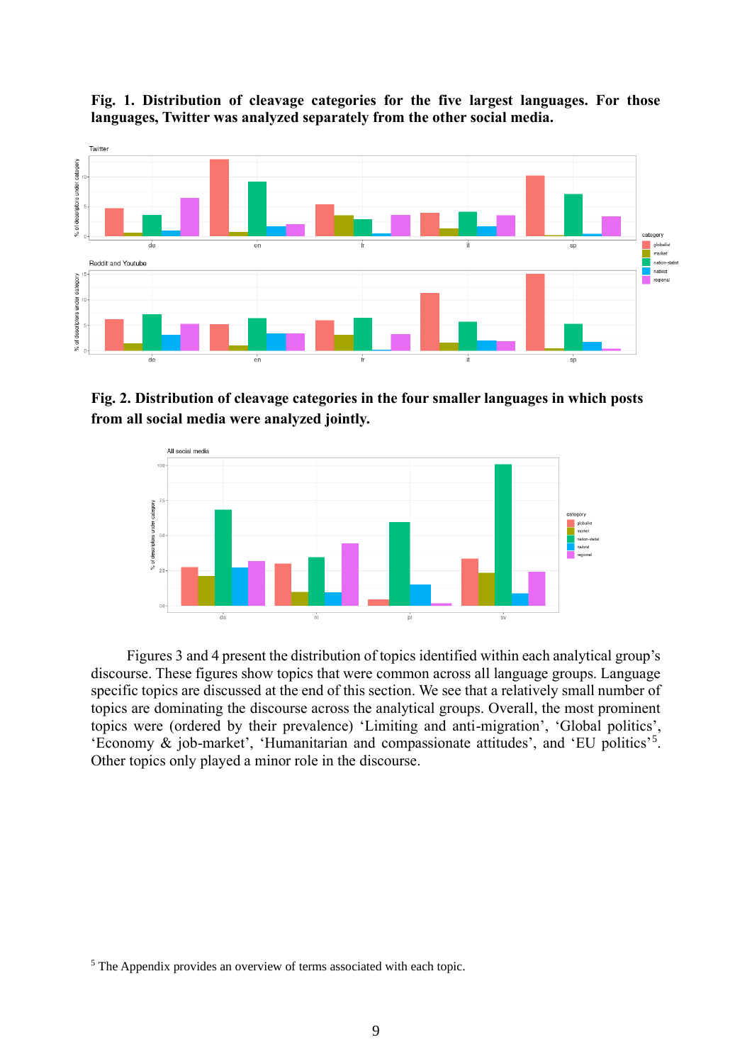**Fig. 1. Distribution of cleavage categories for the five largest languages. For those languages, Twitter was analyzed separately from the other social media.**

**Fig. 2. Distribution of cleavage categories in the four smaller languages in which posts from all social media were analyzed jointly.**

Figures 3 and 4 present the distribution of topics identified within each analytical group's discourse. These figures show topics that were common across all language groups. Language specific topics are discussed at the end of this section. We see that a relatively small number of topics are dominating the discourse across the analytical groups. Overall, the most prominent topics were (ordered by their prevalence) 'Limiting and anti-migration', 'Global politics', 'Economy & job-market', 'Humanitarian and compassionate attitudes', and 'EU politics'[5]. Other topics only played a minor role in the discourse.

[5] The Appendix provides an overview of terms associated with each topic.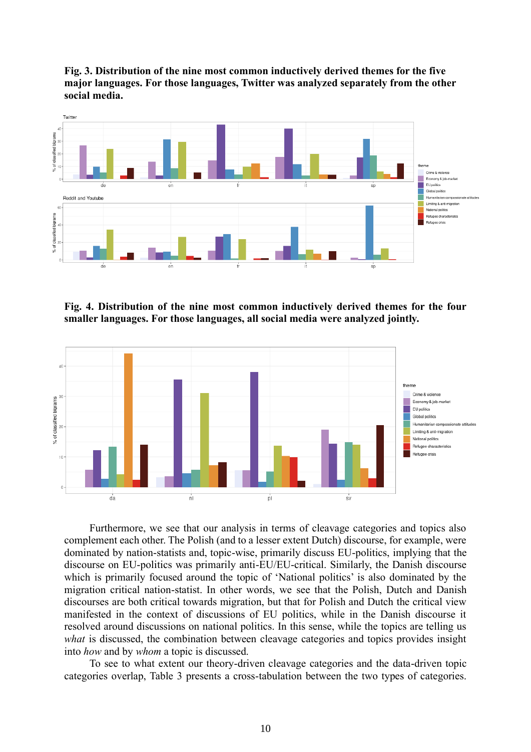**Fig. 3. Distribution of the nine most common inductively derived themes for the five major languages. For those languages, Twitter was analyzed separately from the other social media.**

**Fig. 4. Distribution of the nine most common inductively derived themes for the four smaller languages. For those languages, all social media were analyzed jointly.**

Furthermore, we see that our analysis in terms of cleavage categories and topics also complement each other. The Polish (and to a lesser extent Dutch) discourse, for example, were dominated by nation-statists and, topic-wise, primarily discuss EU-politics, implying that the discourse on EU-politics was primarily anti-EU/EU-critical. Similarly, the Danish discourse which is primarily focused around the topic of 'National politics' is also dominated by the migration critical nation-statist. In other words, we see that the Polish, Dutch and Danish discourses are both critical towards migration, but that for Polish and Dutch the critical view manifested in the context of discussions of EU politics, while in the Danish discourse it resolved around discussions on national politics. In this sense, while the topics are telling us *what* is discussed, the combination between cleavage categories and topics provides insight into *how* and by *whom* a topic is discussed.

To see to what extent our theory-driven cleavage categories and the data-driven topic categories overlap, Table 3 presents a cross-tabulation between the two types of categories.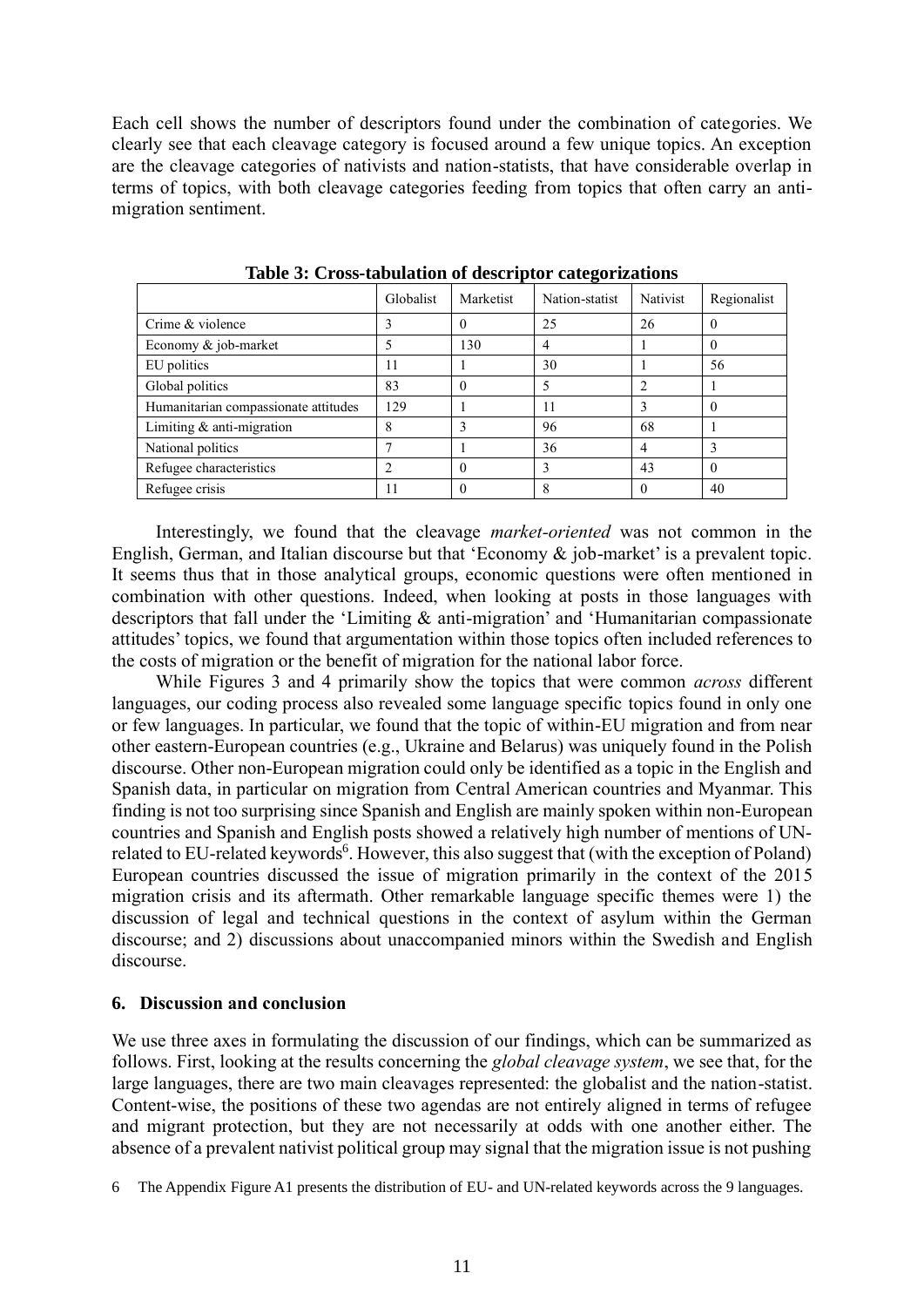Each cell shows the number of descriptors found under the combination of categories. We clearly see that each cleavage category is focused around a few unique topics. An exception are the cleavage categories of nativists and nation-statists, that have considerable overlap in terms of topics, with both cleavage categories feeding from topics that often carry an anti-migration sentiment.

**Table 3: Cross-tabulation of descriptor categorizations**

| | Globalist | Marketist | Nation-statist | Nativist | Regionalist |
|---|---|---|---|---|---|
| Crime & violence | 3 | 0 | 25 | 26 | 0 |
| Economy & job-market | 5 | 130 | 4 | 1 | 0 |
| EU politics | 11 | 1 | 30 | 1 | 56 |
| Global politics | 83 | 0 | 5 | 2 | 1 |
| Humanitarian compassionate attitudes | 129 | 1 | 11 | 3 | 0 |
| Limiting & anti-migration | 8 | 3 | 96 | 68 | 1 |
| National politics | 7 | 1 | 36 | 4 | 3 |
| Refugee characteristics | 2 | 0 | 3 | 43 | 0 |
| Refugee crisis | 11 | 0 | 8 | 0 | 40 |

Interestingly, we found that the cleavage *market-oriented* was not common in the English, German, and Italian discourse but that 'Economy & job-market' is a prevalent topic. It seems thus that in those analytical groups, economic questions were often mentioned in combination with other questions. Indeed, when looking at posts in those languages with descriptors that fall under the 'Limiting & anti-migration' and 'Humanitarian compassionate attitudes' topics, we found that argumentation within those topics often included references to the costs of migration or the benefit of migration for the national labor force.

While Figures 3 and 4 primarily show the topics that were common *across* different languages, our coding process also revealed some language specific topics found in only one or few languages. In particular, we found that the topic of within-EU migration and from near other eastern-European countries (e.g., Ukraine and Belarus) was uniquely found in the Polish discourse. Other non-European migration could only be identified as a topic in the English and Spanish data, in particular on migration from Central American countries and Myanmar. This finding is not too surprising since Spanish and English are mainly spoken within non-European countries and Spanish and English posts showed a relatively high number of mentions of UN-related to EU-related keywords[6]. However, this also suggest that (with the exception of Poland) European countries discussed the issue of migration primarily in the context of the 2015 migration crisis and its aftermath. Other remarkable language specific themes were 1) the discussion of legal and technical questions in the context of asylum within the German discourse; and 2) discussions about unaccompanied minors within the Swedish and English discourse.

## 6. Discussion and conclusion

We use three axes in formulating the discussion of our findings, which can be summarized as follows. First, looking at the results concerning the *global cleavage system*, we see that, for the large languages, there are two main cleavages represented: the globalist and the nation-statist. Content-wise, the positions of these two agendas are not entirely aligned in terms of refugee and migrant protection, but they are not necessarily at odds with one another either. The absence of a prevalent nativist political group may signal that the migration issue is not pushing

6 The Appendix Figure A1 presents the distribution of EU- and UN-related keywords across the 9 languages.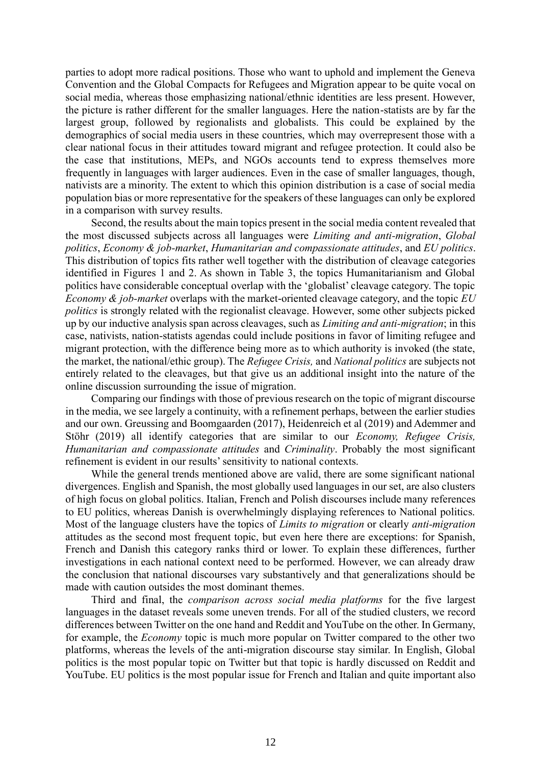parties to adopt more radical positions. Those who want to uphold and implement the Geneva Convention and the Global Compacts for Refugees and Migration appear to be quite vocal on social media, whereas those emphasizing national/ethnic identities are less present. However, the picture is rather different for the smaller languages. Here the nation-statists are by far the largest group, followed by regionalists and globalists. This could be explained by the demographics of social media users in these countries, which may overrepresent those with a clear national focus in their attitudes toward migrant and refugee protection. It could also be the case that institutions, MEPs, and NGOs accounts tend to express themselves more frequently in languages with larger audiences. Even in the case of smaller languages, though, nativists are a minority. The extent to which this opinion distribution is a case of social media population bias or more representative for the speakers of these languages can only be explored in a comparison with survey results.

Second, the results about the main topics present in the social media content revealed that the most discussed subjects across all languages were *Limiting and anti-migration*, *Global politics*, *Economy & job-market*, *Humanitarian and compassionate attitudes*, and *EU politics*. This distribution of topics fits rather well together with the distribution of cleavage categories identified in Figures 1 and 2. As shown in Table 3, the topics Humanitarianism and Global politics have considerable conceptual overlap with the 'globalist' cleavage category. The topic *Economy & job-market* overlaps with the market-oriented cleavage category, and the topic *EU politics* is strongly related with the regionalist cleavage. However, some other subjects picked up by our inductive analysis span across cleavages, such as *Limiting and anti-migration*; in this case, nativists, nation-statists agendas could include positions in favor of limiting refugee and migrant protection, with the difference being more as to which authority is invoked (the state, the market, the national/ethic group). The *Refugee Crisis,* and *National politics* are subjects not entirely related to the cleavages, but that give us an additional insight into the nature of the online discussion surrounding the issue of migration.

Comparing our findings with those of previous research on the topic of migrant discourse in the media, we see largely a continuity, with a refinement perhaps, between the earlier studies and our own. Greussing and Boomgaarden (2017), Heidenreich et al (2019) and Ademmer and Stöhr (2019) all identify categories that are similar to our *Economy, Refugee Crisis, Humanitarian and compassionate attitudes* and *Criminality*. Probably the most significant refinement is evident in our results' sensitivity to national contexts.

While the general trends mentioned above are valid, there are some significant national divergences. English and Spanish, the most globally used languages in our set, are also clusters of high focus on global politics. Italian, French and Polish discourses include many references to EU politics, whereas Danish is overwhelmingly displaying references to National politics. Most of the language clusters have the topics of *Limits to migration* or clearly *anti-migration* attitudes as the second most frequent topic, but even here there are exceptions: for Spanish, French and Danish this category ranks third or lower. To explain these differences, further investigations in each national context need to be performed. However, we can already draw the conclusion that national discourses vary substantively and that generalizations should be made with caution outsides the most dominant themes.

Third and final, the *comparison across social media platforms* for the five largest languages in the dataset reveals some uneven trends. For all of the studied clusters, we record differences between Twitter on the one hand and Reddit and YouTube on the other. In Germany, for example, the *Economy* topic is much more popular on Twitter compared to the other two platforms, whereas the levels of the anti-migration discourse stay similar. In English, Global politics is the most popular topic on Twitter but that topic is hardly discussed on Reddit and YouTube. EU politics is the most popular issue for French and Italian and quite important also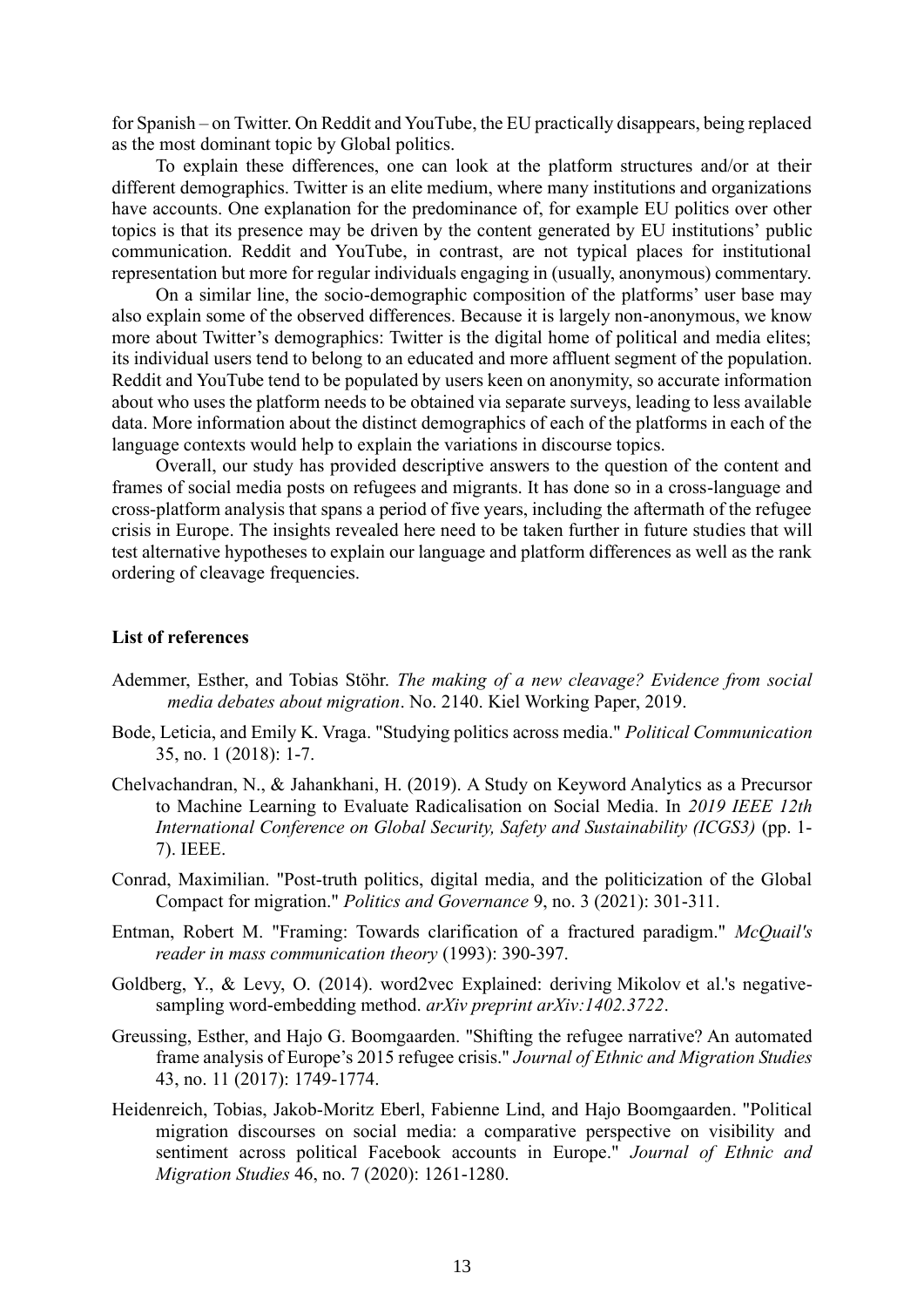for Spanish – on Twitter. On Reddit and YouTube, the EU practically disappears, being replaced as the most dominant topic by Global politics.

To explain these differences, one can look at the platform structures and/or at their different demographics. Twitter is an elite medium, where many institutions and organizations have accounts. One explanation for the predominance of, for example EU politics over other topics is that its presence may be driven by the content generated by EU institutions' public communication. Reddit and YouTube, in contrast, are not typical places for institutional representation but more for regular individuals engaging in (usually, anonymous) commentary.

On a similar line, the socio-demographic composition of the platforms' user base may also explain some of the observed differences. Because it is largely non-anonymous, we know more about Twitter's demographics: Twitter is the digital home of political and media elites; its individual users tend to belong to an educated and more affluent segment of the population. Reddit and YouTube tend to be populated by users keen on anonymity, so accurate information about who uses the platform needs to be obtained via separate surveys, leading to less available data. More information about the distinct demographics of each of the platforms in each of the language contexts would help to explain the variations in discourse topics.

Overall, our study has provided descriptive answers to the question of the content and frames of social media posts on refugees and migrants. It has done so in a cross-language and cross-platform analysis that spans a period of five years, including the aftermath of the refugee crisis in Europe. The insights revealed here need to be taken further in future studies that will test alternative hypotheses to explain our language and platform differences as well as the rank ordering of cleavage frequencies.

**List of references**

Ademmer, Esther, and Tobias Stöhr. *The making of a new cleavage? Evidence from social media debates about migration*. No. 2140. Kiel Working Paper, 2019.

Bode, Leticia, and Emily K. Vraga. "Studying politics across media." *Political Communication* 35, no. 1 (2018): 1-7.

Chelvachandran, N., & Jahankhani, H. (2019). A Study on Keyword Analytics as a Precursor to Machine Learning to Evaluate Radicalisation on Social Media. In *2019 IEEE 12th International Conference on Global Security, Safety and Sustainability (ICGS3)* (pp. 1-7). IEEE.

Conrad, Maximilian. "Post-truth politics, digital media, and the politicization of the Global Compact for migration." *Politics and Governance* 9, no. 3 (2021): 301-311.

Entman, Robert M. "Framing: Towards clarification of a fractured paradigm." *McQuail's reader in mass communication theory* (1993): 390-397.

Goldberg, Y., & Levy, O. (2014). word2vec Explained: deriving Mikolov et al.'s negative-sampling word-embedding method. *arXiv preprint arXiv:1402.3722*.

Greussing, Esther, and Hajo G. Boomgaarden. "Shifting the refugee narrative? An automated frame analysis of Europe's 2015 refugee crisis." *Journal of Ethnic and Migration Studies* 43, no. 11 (2017): 1749-1774.

Heidenreich, Tobias, Jakob-Moritz Eberl, Fabienne Lind, and Hajo Boomgaarden. "Political migration discourses on social media: a comparative perspective on visibility and sentiment across political Facebook accounts in Europe." *Journal of Ethnic and Migration Studies* 46, no. 7 (2020): 1261-1280.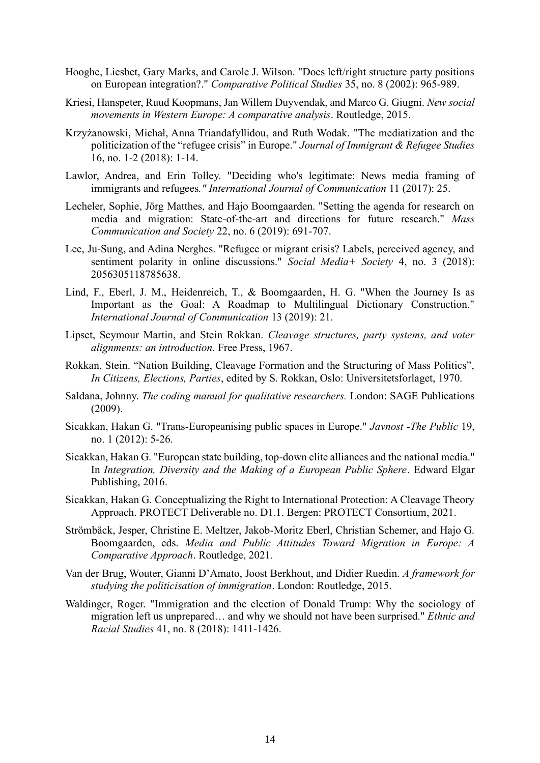Hooghe, Liesbet, Gary Marks, and Carole J. Wilson. "Does left/right structure party positions on European integration?." *Comparative Political Studies* 35, no. 8 (2002): 965-989.

Kriesi, Hanspeter, Ruud Koopmans, Jan Willem Duyvendak, and Marco G. Giugni. *New social movements in Western Europe: A comparative analysis*. Routledge, 2015.

Krzyżanowski, Michał, Anna Triandafyllidou, and Ruth Wodak. "The mediatization and the politicization of the "refugee crisis" in Europe." *Journal of Immigrant & Refugee Studies* 16, no. 1-2 (2018): 1-14.

Lawlor, Andrea, and Erin Tolley. "Deciding who's legitimate: News media framing of immigrants and refugees." *International Journal of Communication* 11 (2017): 25.

Lecheler, Sophie, Jörg Matthes, and Hajo Boomgaarden. "Setting the agenda for research on media and migration: State-of-the-art and directions for future research." *Mass Communication and Society* 22, no. 6 (2019): 691-707.

Lee, Ju-Sung, and Adina Nerghes. "Refugee or migrant crisis? Labels, perceived agency, and sentiment polarity in online discussions." *Social Media+ Society* 4, no. 3 (2018): 2056305118785638.

Lind, F., Eberl, J. M., Heidenreich, T., & Boomgaarden, H. G. "When the Journey Is as Important as the Goal: A Roadmap to Multilingual Dictionary Construction." *International Journal of Communication* 13 (2019): 21.

Lipset, Seymour Martin, and Stein Rokkan. *Cleavage structures, party systems, and voter alignments: an introduction*. Free Press, 1967.

Rokkan, Stein. "Nation Building, Cleavage Formation and the Structuring of Mass Politics", *In Citizens, Elections, Parties*, edited by S. Rokkan, Oslo: Universitetsforlaget, 1970.

Saldana, Johnny. *The coding manual for qualitative researchers.* London: SAGE Publications (2009).

Sicakkan, Hakan G. "Trans-Europeanising public spaces in Europe." *Javnost -The Public* 19, no. 1 (2012): 5-26.

Sicakkan, Hakan G. "European state building, top-down elite alliances and the national media." In *Integration, Diversity and the Making of a European Public Sphere*. Edward Elgar Publishing, 2016.

Sicakkan, Hakan G. Conceptualizing the Right to International Protection: A Cleavage Theory Approach. PROTECT Deliverable no. D1.1. Bergen: PROTECT Consortium, 2021.

Strömbäck, Jesper, Christine E. Meltzer, Jakob-Moritz Eberl, Christian Schemer, and Hajo G. Boomgaarden, eds. *Media and Public Attitudes Toward Migration in Europe: A Comparative Approach*. Routledge, 2021.

Van der Brug, Wouter, Gianni D'Amato, Joost Berkhout, and Didier Ruedin. *A framework for studying the politicisation of immigration*. London: Routledge, 2015.

Waldinger, Roger. "Immigration and the election of Donald Trump: Why the sociology of migration left us unprepared… and why we should not have been surprised." *Ethnic and Racial Studies* 41, no. 8 (2018): 1411-1426.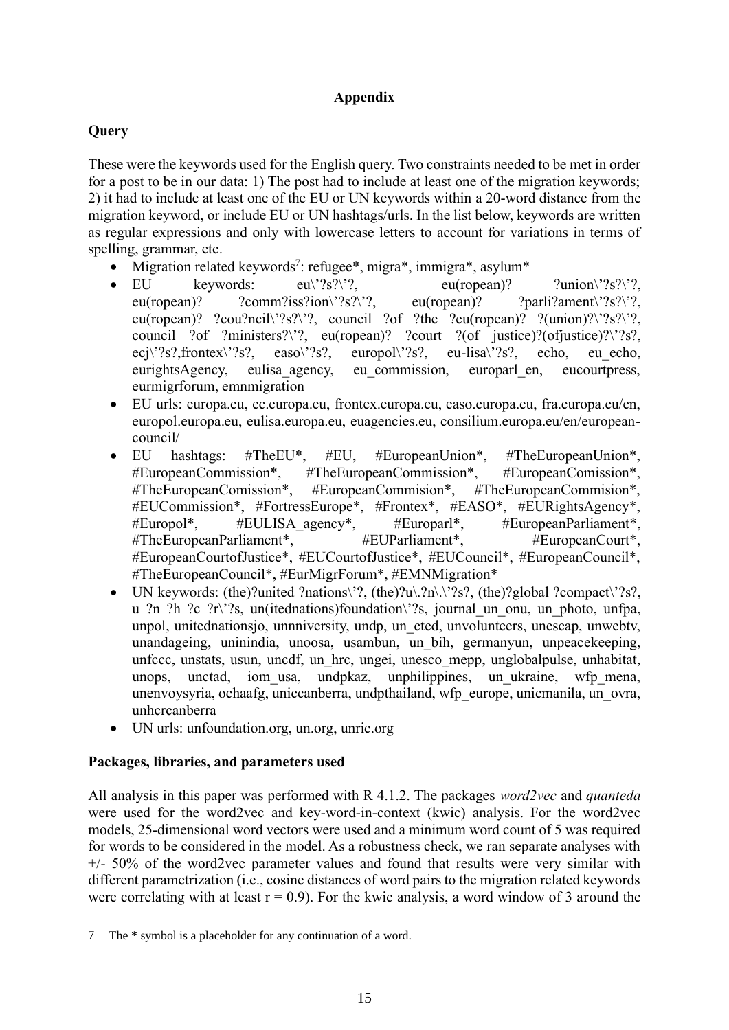**Appendix**

## Query

These were the keywords used for the English query. Two constraints needed to be met in order for a post to be in our data: 1) The post had to include at least one of the migration keywords; 2) it had to include at least one of the EU or UN keywords within a 20-word distance from the migration keyword, or include EU or UN hashtags/urls. In the list below, keywords are written as regular expressions and only with lowercase letters to account for variations in terms of spelling, grammar, etc.

- Migration related keywords[7]: refugee*, migra*, immigra*, asylum*
- EU keywords: eu\'?s?\'?, eu(ropean)? ?union\'?s?\'?, eu(ropean)? ?comm?iss?ion\'?s?\'?, eu(ropean)? ?parli?ament\'?s?\'?, eu(ropean)? ?cou?ncil\'?s?\'?, council ?of ?the ?eu(ropean)? ?(union)?\'?s?\'?, council ?of ?ministers?\'?, eu(ropean)? ?court ?(of justice)?(ofjustice)?\'?s?, ecj\'?s?,frontex\'?s?, easo\'?s?, europol\'?s?, eu-lisa\'?s?, echo, eu_echo, eurightsAgency, eulisa_agency, eu_commission, europarl_en, eucourtpress, eurmigrforum, emnmigration
- EU urls: europa.eu, ec.europa.eu, frontex.europa.eu, easo.europa.eu, fra.europa.eu/en, europol.europa.eu, eulisa.europa.eu, euagencies.eu, consilium.europa.eu/en/european-council/
- EU hashtags: #TheEU*, #EU, #EuropeanUnion*, #TheEuropeanUnion*, #EuropeanCommission*, #TheEuropeanCommission*, #EuropeanComission*, #TheEuropeanComission*, #EuropeanCommision*, #TheEuropeanCommision*, #EUCommission*, #FortressEurope*, #Frontex*, #EASO*, #EURightsAgency*, #Europol*, #EULISA_agency*, #Europarl*, #EuropeanParliament*, #TheEuropeanParliament*, #EUParliament*, #EuropeanCourt*, #EuropeanCourtofJustice*, #EUCourtofJustice*, #EUCouncil*, #EuropeanCouncil*, #TheEuropeanCouncil*, #EurMigrForum*, #EMNMigration*
- UN keywords: (the)?united ?nations\'?, (the)?u\.?n\.\'?s?, (the)?global ?compact\'?s?, u ?n ?h ?c ?r\'?s, un(itednations)foundation\'?s, journal_un_onu, un_photo, unfpa, unpol, unitednationsjo, unnniversity, undp, un_cted, unvolunteers, unescap, unwebtv, unandageing, uninindia, unoosa, usambun, un_bih, germanyun, unpeacekeeping, unfccc, unstats, usun, uncdf, un_hrc, ungei, unesco_mepp, unglobalpulse, unhabitat, unops, unctad, iom_usa, undpkaz, unphilippines, un_ukraine, wfp_mena, unenvoysyria, ochaafg, uniccanberra, undpthailand, wfp_europe, unicmanila, un_ovra, unhcrcanberra
- UN urls: unfoundation.org, un.org, unric.org

## Packages, libraries, and parameters used

All analysis in this paper was performed with R 4.1.2. The packages *word2vec* and *quanteda* were used for the word2vec and key-word-in-context (kwic) analysis. For the word2vec models, 25-dimensional word vectors were used and a minimum word count of 5 was required for words to be considered in the model. As a robustness check, we ran separate analyses with +/- 50% of the word2vec parameter values and found that results were very similar with different parametrization (i.e., cosine distances of word pairs to the migration related keywords were correlating with at least $r = 0.9$). For the kwic analysis, a word window of 3 around the

[7] The * symbol is a placeholder for any continuation of a word.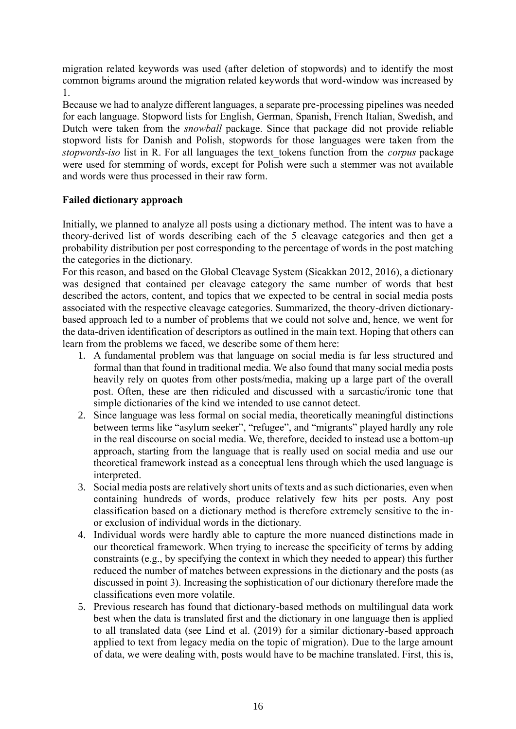migration related keywords was used (after deletion of stopwords) and to identify the most common bigrams around the migration related keywords that word-window was increased by 1.

Because we had to analyze different languages, a separate pre-processing pipelines was needed for each language. Stopword lists for English, German, Spanish, French Italian, Swedish, and Dutch were taken from the *snowball* package. Since that package did not provide reliable stopword lists for Danish and Polish, stopwords for those languages were taken from the *stopwords-iso* list in R. For all languages the text_tokens function from the *corpus* package were used for stemming of words, except for Polish were such a stemmer was not available and words were thus processed in their raw form.

**Failed dictionary approach**

Initially, we planned to analyze all posts using a dictionary method. The intent was to have a theory-derived list of words describing each of the 5 cleavage categories and then get a probability distribution per post corresponding to the percentage of words in the post matching the categories in the dictionary.

For this reason, and based on the Global Cleavage System (Sicakkan 2012, 2016), a dictionary was designed that contained per cleavage category the same number of words that best described the actors, content, and topics that we expected to be central in social media posts associated with the respective cleavage categories. Summarized, the theory-driven dictionary-based approach led to a number of problems that we could not solve and, hence, we went for the data-driven identification of descriptors as outlined in the main text. Hoping that others can learn from the problems we faced, we describe some of them here:

1. A fundamental problem was that language on social media is far less structured and formal than that found in traditional media. We also found that many social media posts heavily rely on quotes from other posts/media, making up a large part of the overall post. Often, these are then ridiculed and discussed with a sarcastic/ironic tone that simple dictionaries of the kind we intended to use cannot detect.
2. Since language was less formal on social media, theoretically meaningful distinctions between terms like "asylum seeker", "refugee", and "migrants" played hardly any role in the real discourse on social media. We, therefore, decided to instead use a bottom-up approach, starting from the language that is really used on social media and use our theoretical framework instead as a conceptual lens through which the used language is interpreted.
3. Social media posts are relatively short units of texts and as such dictionaries, even when containing hundreds of words, produce relatively few hits per posts. Any post classification based on a dictionary method is therefore extremely sensitive to the in- or exclusion of individual words in the dictionary.
4. Individual words were hardly able to capture the more nuanced distinctions made in our theoretical framework. When trying to increase the specificity of terms by adding constraints (e.g., by specifying the context in which they needed to appear) this further reduced the number of matches between expressions in the dictionary and the posts (as discussed in point 3). Increasing the sophistication of our dictionary therefore made the classifications even more volatile.
5. Previous research has found that dictionary-based methods on multilingual data work best when the data is translated first and the dictionary in one language then is applied to all translated data (see Lind et al. (2019) for a similar dictionary-based approach applied to text from legacy media on the topic of migration). Due to the large amount of data, we were dealing with, posts would have to be machine translated. First, this is,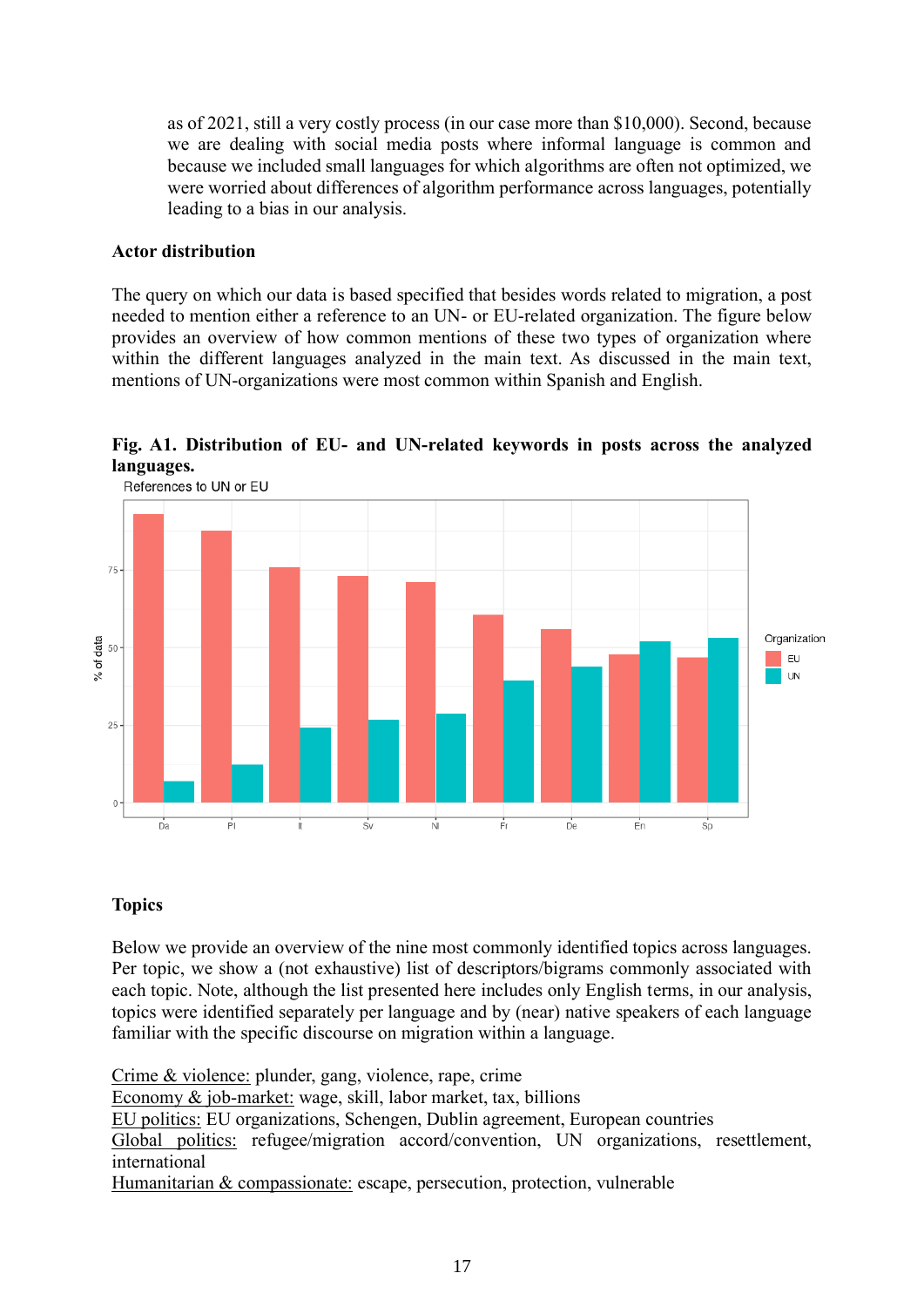as of 2021, still a very costly process (in our case more than $10,000). Second, because we are dealing with social media posts where informal language is common and because we included small languages for which algorithms are often not optimized, we were worried about differences of algorithm performance across languages, potentially leading to a bias in our analysis.

**Actor distribution**

The query on which our data is based specified that besides words related to migration, a post needed to mention either a reference to an UN- or EU-related organization. The figure below provides an overview of how common mentions of these two types of organization where within the different languages analyzed in the main text. As discussed in the main text, mentions of UN-organizations were most common within Spanish and English.

**Fig. A1. Distribution of EU- and UN-related keywords in posts across the analyzed languages.**

**Topics**

Below we provide an overview of the nine most commonly identified topics across languages. Per topic, we show a (not exhaustive) list of descriptors/bigrams commonly associated with each topic. Note, although the list presented here includes only English terms, in our analysis, topics were identified separately per language and by (near) native speakers of each language familiar with the specific discourse on migration within a language.

<u>Crime & violence:</u> plunder, gang, violence, rape, crime
<u>Economy & job-market:</u> wage, skill, labor market, tax, billions
<u>EU politics:</u> EU organizations, Schengen, Dublin agreement, European countries
<u>Global politics:</u> refugee/migration accord/convention, UN organizations, resettlement, international
<u>Humanitarian & compassionate:</u> escape, persecution, protection, vulnerable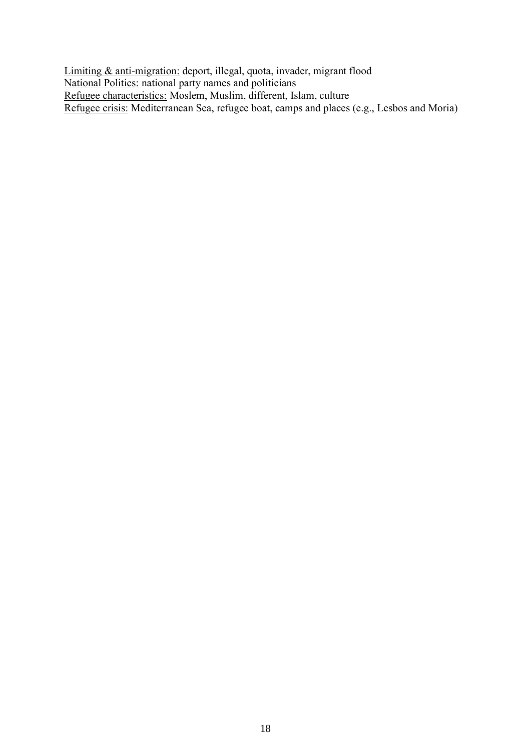<u>Limiting & anti-migration:</u> deport, illegal, quota, invader, migrant flood
<u>National Politics:</u> national party names and politicians
<u>Refugee characteristics:</u> Moslem, Muslim, different, Islam, culture
<u>Refugee crisis:</u> Mediterranean Sea, refugee boat, camps and places (e.g., Lesbos and Moria)